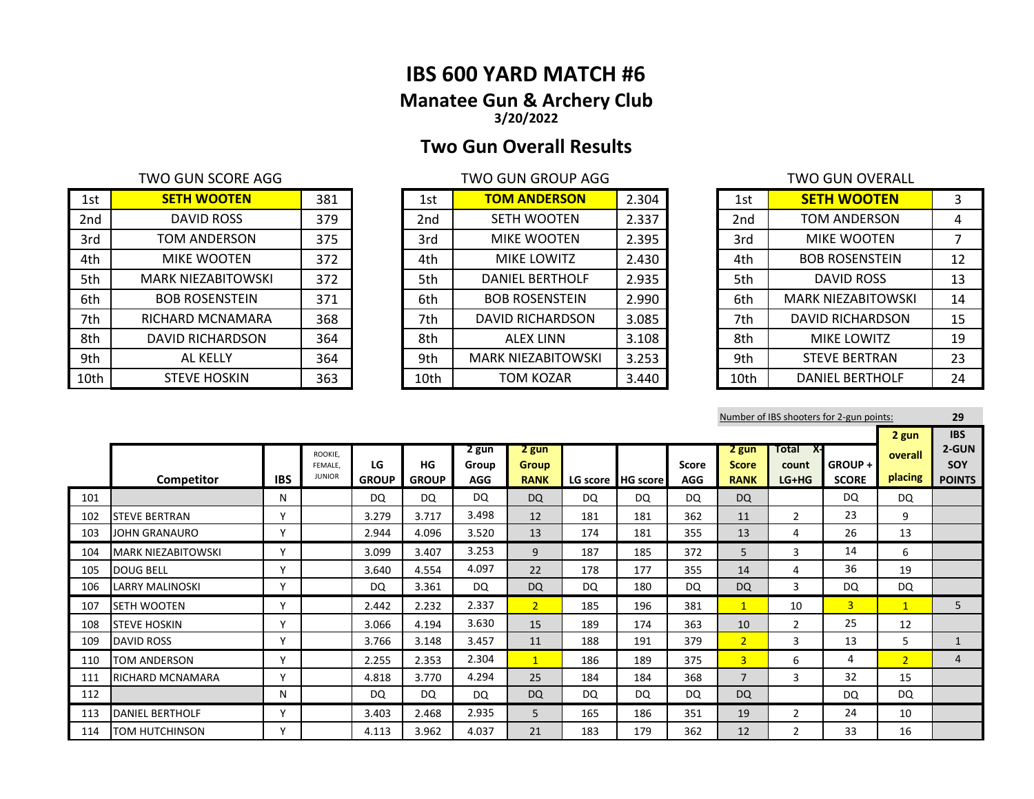# IBS 600 YARD MATCH #6

## Manatee Gun & Archery Club

**3/20/2022**

## Two Gun Overall Results

TWO GUN SCORE AGG

| | | |
|---|---|---|
| 1st | **SETH WOOTEN** | 381 |
| 2nd | DAVID ROSS | 379 |
| 3rd | TOM ANDERSON | 375 |
| 4th | MIKE WOOTEN | 372 |
| 5th | MARK NIEZABITOWSKI | 372 |
| 6th | BOB ROSENSTEIN | 371 |
| 7th | RICHARD MCNAMARA | 368 |
| 8th | DAVID RICHARDSON | 364 |
| 9th | AL KELLY | 364 |
| 10th | STEVE HOSKIN | 363 |

TWO GUN GROUP AGG

| | | |
|---|---|---|
| 1st | **TOM ANDERSON** | 2.304 |
| 2nd | SETH WOOTEN | 2.337 |
| 3rd | MIKE WOOTEN | 2.395 |
| 4th | MIKE LOWITZ | 2.430 |
| 5th | DANIEL BERTHOLF | 2.935 |
| 6th | BOB ROSENSTEIN | 2.990 |
| 7th | DAVID RICHARDSON | 3.085 |
| 8th | ALEX LINN | 3.108 |
| 9th | MARK NIEZABITOWSKI | 3.253 |
| 10th | TOM KOZAR | 3.440 |

TWO GUN OVERALL

| | | |
|---|---|---|
| 1st | **SETH WOOTEN** | 3 |
| 2nd | TOM ANDERSON | 4 |
| 3rd | MIKE WOOTEN | 7 |
| 4th | BOB ROSENSTEIN | 12 |
| 5th | DAVID ROSS | 13 |
| 6th | MARK NIEZABITOWSKI | 14 |
| 7th | DAVID RICHARDSON | 15 |
| 8th | MIKE LOWITZ | 19 |
| 9th | STEVE BERTRAN | 23 |
| 10th | DANIEL BERTHOLF | 24 |

Number of IBS shooters for 2-gun points: **29**

| | Competitor | IBS | ROOKIE, FEMALE, JUNIOR | LG GROUP | HG GROUP | 2 gun Group AGG | 2 gun Group RANK | LG score | HG score | Score AGG | 2 gun Score RANK | Total X-count LG+HG | GROUP + SCORE | 2 gun overall placing | IBS 2-GUN SOY POINTS |
|---|---|---|---|---|---|---|---|---|---|---|---|---|---|---|---|
| 101 | | N | | DQ | DQ | DQ | DQ | DQ | DQ | DQ | DQ | | DQ | DQ | |
| 102 | STEVE BERTRAN | Y | | 3.279 | 3.717 | 3.498 | 12 | 181 | 181 | 362 | 11 | 2 | 23 | 9 | |
| 103 | JOHN GRANAURO | Y | | 2.944 | 4.096 | 3.520 | 13 | 174 | 181 | 355 | 13 | 4 | 26 | 13 | |
| 104 | MARK NIEZABITOWSKI | Y | | 3.099 | 3.407 | 3.253 | 9 | 187 | 185 | 372 | 5 | 3 | 14 | 6 | |
| 105 | DOUG BELL | Y | | 3.640 | 4.554 | 4.097 | 22 | 178 | 177 | 355 | 14 | 4 | 36 | 19 | |
| 106 | LARRY MALINOSKI | Y | | DQ | 3.361 | DQ | DQ | DQ | 180 | DQ | DQ | 3 | DQ | DQ | |
| 107 | SETH WOOTEN | Y | | 2.442 | 2.232 | 2.337 | 2 | 185 | 196 | 381 | 1 | 10 | 3 | 1 | 5 |
| 108 | STEVE HOSKIN | Y | | 3.066 | 4.194 | 3.630 | 15 | 189 | 174 | 363 | 10 | 2 | 25 | 12 | |
| 109 | DAVID ROSS | Y | | 3.766 | 3.148 | 3.457 | 11 | 188 | 191 | 379 | 2 | 3 | 13 | 5 | 1 |
| 110 | TOM ANDERSON | Y | | 2.255 | 2.353 | 2.304 | 1 | 186 | 189 | 375 | 3 | 6 | 4 | 2 | 4 |
| 111 | RICHARD MCNAMARA | Y | | 4.818 | 3.770 | 4.294 | 25 | 184 | 184 | 368 | 7 | 3 | 32 | 15 | |
| 112 | | N | | DQ | DQ | DQ | DQ | DQ | DQ | DQ | DQ | | DQ | DQ | |
| 113 | DANIEL BERTHOLF | Y | | 3.403 | 2.468 | 2.935 | 5 | 165 | 186 | 351 | 19 | 2 | 24 | 10 | |
| 114 | TOM HUTCHINSON | Y | | 4.113 | 3.962 | 4.037 | 21 | 183 | 179 | 362 | 12 | 2 | 33 | 16 | |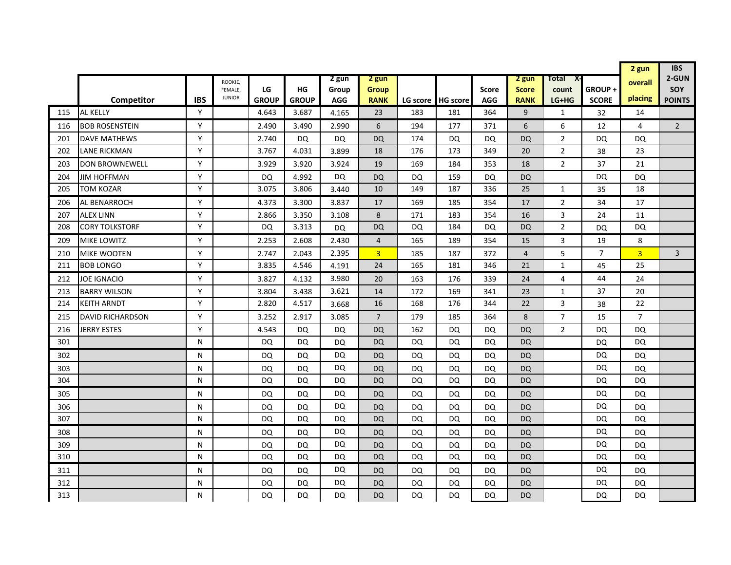| | Competitor | IBS | ROOKIE, FEMALE, JUNIOR | LG GROUP | HG GROUP | 2 gun Group AGG | 2 gun Group RANK | LG score | HG score | Score AGG | 2 gun Score RANK | Total X-count LG+HG | GROUP + SCORE | 2 gun overall placing | IBS 2-GUN SOY POINTS |
|---|---|---|---|---|---|---|---|---|---|---|---|---|---|---|---|
| 115 | AL KELLY | Y | | 4.643 | 3.687 | 4.165 | 23 | 183 | 181 | 364 | 9 | 1 | 32 | 14 | |
| 116 | BOB ROSENSTEIN | Y | | 2.490 | 3.490 | 2.990 | 6 | 194 | 177 | 371 | 6 | 6 | 12 | 4 | 2 |
| 201 | DAVE MATHEWS | Y | | 2.740 | DQ | DQ | DQ | 174 | DQ | DQ | DQ | 2 | DQ | DQ | |
| 202 | LANE RICKMAN | Y | | 3.767 | 4.031 | 3.899 | 18 | 176 | 173 | 349 | 20 | 2 | 38 | 23 | |
| 203 | DON BROWNEWELL | Y | | 3.929 | 3.920 | 3.924 | 19 | 169 | 184 | 353 | 18 | 2 | 37 | 21 | |
| 204 | JIM HOFFMAN | Y | | DQ | 4.992 | DQ | DQ | DQ | 159 | DQ | DQ | | DQ | DQ | |
| 205 | TOM KOZAR | Y | | 3.075 | 3.806 | 3.440 | 10 | 149 | 187 | 336 | 25 | 1 | 35 | 18 | |
| 206 | AL BENARROCH | Y | | 4.373 | 3.300 | 3.837 | 17 | 169 | 185 | 354 | 17 | 2 | 34 | 17 | |
| 207 | ALEX LINN | Y | | 2.866 | 3.350 | 3.108 | 8 | 171 | 183 | 354 | 16 | 3 | 24 | 11 | |
| 208 | CORY TOLKSTORF | Y | | DQ | 3.313 | DQ | DQ | DQ | 184 | DQ | DQ | 2 | DQ | DQ | |
| 209 | MIKE LOWITZ | Y | | 2.253 | 2.608 | 2.430 | 4 | 165 | 189 | 354 | 15 | 3 | 19 | 8 | |
| 210 | MIKE WOOTEN | Y | | 2.747 | 2.043 | 2.395 | 3 | 185 | 187 | 372 | 4 | 5 | 7 | 3 | 3 |
| 211 | BOB LONGO | Y | | 3.835 | 4.546 | 4.191 | 24 | 165 | 181 | 346 | 21 | 1 | 45 | 25 | |
| 212 | JOE IGNACIO | Y | | 3.827 | 4.132 | 3.980 | 20 | 163 | 176 | 339 | 24 | 4 | 44 | 24 | |
| 213 | BARRY WILSON | Y | | 3.804 | 3.438 | 3.621 | 14 | 172 | 169 | 341 | 23 | 1 | 37 | 20 | |
| 214 | KEITH ARNDT | Y | | 2.820 | 4.517 | 3.668 | 16 | 168 | 176 | 344 | 22 | 3 | 38 | 22 | |
| 215 | DAVID RICHARDSON | Y | | 3.252 | 2.917 | 3.085 | 7 | 179 | 185 | 364 | 8 | 7 | 15 | 7 | |
| 216 | JERRY ESTES | Y | | 4.543 | DQ | DQ | DQ | 162 | DQ | DQ | DQ | 2 | DQ | DQ | |
| 301 | | N | | DQ | DQ | DQ | DQ | DQ | DQ | DQ | DQ | | DQ | DQ | |
| 302 | | N | | DQ | DQ | DQ | DQ | DQ | DQ | DQ | DQ | | DQ | DQ | |
| 303 | | N | | DQ | DQ | DQ | DQ | DQ | DQ | DQ | DQ | | DQ | DQ | |
| 304 | | N | | DQ | DQ | DQ | DQ | DQ | DQ | DQ | DQ | | DQ | DQ | |
| 305 | | N | | DQ | DQ | DQ | DQ | DQ | DQ | DQ | DQ | | DQ | DQ | |
| 306 | | N | | DQ | DQ | DQ | DQ | DQ | DQ | DQ | DQ | | DQ | DQ | |
| 307 | | N | | DQ | DQ | DQ | DQ | DQ | DQ | DQ | DQ | | DQ | DQ | |
| 308 | | N | | DQ | DQ | DQ | DQ | DQ | DQ | DQ | DQ | | DQ | DQ | |
| 309 | | N | | DQ | DQ | DQ | DQ | DQ | DQ | DQ | DQ | | DQ | DQ | |
| 310 | | N | | DQ | DQ | DQ | DQ | DQ | DQ | DQ | DQ | | DQ | DQ | |
| 311 | | N | | DQ | DQ | DQ | DQ | DQ | DQ | DQ | DQ | | DQ | DQ | |
| 312 | | N | | DQ | DQ | DQ | DQ | DQ | DQ | DQ | DQ | | DQ | DQ | |
| 313 | | N | | DQ | DQ | DQ | DQ | DQ | DQ | DQ | DQ | | DQ | DQ | |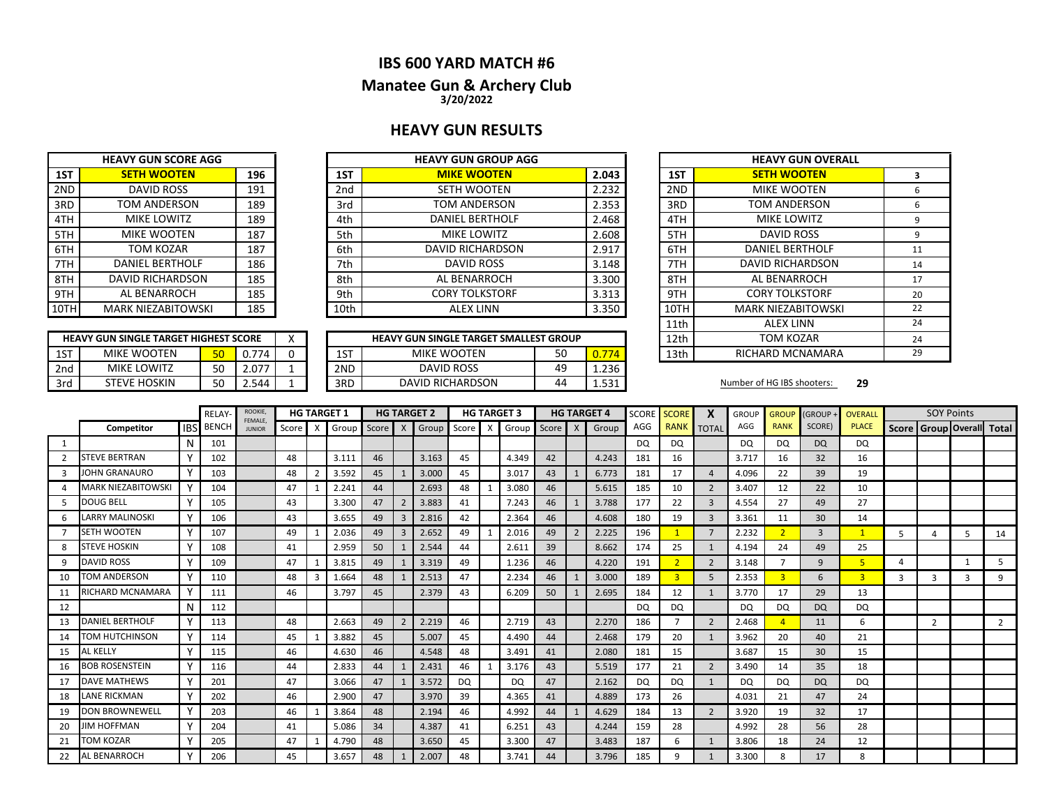# IBS 600 YARD MATCH #6

## Manatee Gun & Archery Club

**3/20/2022**

## HEAVY GUN RESULTS

| HEAVY GUN SCORE AGG | | |
|---|---|---|
| 1ST | **SETH WOOTEN** | **196** |
| 2ND | DAVID ROSS | 191 |
| 3RD | TOM ANDERSON | 189 |
| 4TH | MIKE LOWITZ | 189 |
| 5TH | MIKE WOOTEN | 187 |
| 6TH | TOM KOZAR | 187 |
| 7TH | DANIEL BERTHOLF | 186 |
| 8TH | DAVID RICHARDSON | 185 |
| 9TH | AL BENARROCH | 185 |
| 10TH | MARK NIEZABITOWSKI | 185 |

| HEAVY GUN GROUP AGG | | |
|---|---|---|
| 1ST | **MIKE WOOTEN** | **2.043** |
| 2nd | SETH WOOTEN | 2.232 |
| 3rd | TOM ANDERSON | 2.353 |
| 4th | DANIEL BERTHOLF | 2.468 |
| 5th | MIKE LOWITZ | 2.608 |
| 6th | DAVID RICHARDSON | 2.917 |
| 7th | DAVID ROSS | 3.148 |
| 8th | AL BENARROCH | 3.300 |
| 9th | CORY TOLKSTORF | 3.313 |
| 10th | ALEX LINN | 3.350 |

| HEAVY GUN OVERALL | | |
|---|---|---|
| 1ST | **SETH WOOTEN** | **3** |
| 2ND | MIKE WOOTEN | 6 |
| 3RD | TOM ANDERSON | 6 |
| 4TH | MIKE LOWITZ | 9 |
| 5TH | DAVID ROSS | 9 |
| 6TH | DANIEL BERTHOLF | 11 |
| 7TH | DAVID RICHARDSON | 14 |
| 8TH | AL BENARROCH | 17 |
| 9TH | CORY TOLKSTORF | 20 |
| 10TH | MARK NIEZABITOWSKI | 22 |
| 11th | ALEX LINN | 24 |
| 12th | TOM KOZAR | 24 |
| 13th | RICHARD MCNAMARA | 29 |

| HEAVY GUN SINGLE TARGET HIGHEST SCORE | | | | X |
|---|---|---|---|---|
| 1ST | MIKE WOOTEN | 50 | 0.774 | 0 |
| 2nd | MIKE LOWITZ | 50 | 2.077 | 1 |
| 3rd | STEVE HOSKIN | 50 | 2.544 | 1 |

| HEAVY GUN SINGLE TARGET SMALLEST GROUP | | | |
|---|---|---|---|
| 1ST | MIKE WOOTEN | 50 | 0.774 |
| 2ND | DAVID ROSS | 49 | 1.236 |
| 3RD | DAVID RICHARDSON | 44 | 1.531 |

Number of HG IBS shooters: **29**

| | Competitor | IBS | RELAY-BENCH | ROOKIE, FEMALE, JUNIOR | HG TARGET 1 Score | X | Group | HG TARGET 2 Score | X | Group | HG TARGET 3 Score | X | Group | HG TARGET 4 Score | X | Group | SCORE AGG | SCORE RANK | X TOTAL | GROUP AGG | GROUP RANK | (GROUP + SCORE) | OVERALL PLACE | SOY Points Score | Group | Overall | Total |
|---|---|---|---|---|---|---|---|---|---|---|---|---|---|---|---|---|---|---|---|---|---|---|---|---|---|---|---|
| 1 | | N | 101 | | | | | | | | | | | | | | DQ | DQ | | DQ | DQ | DQ | DQ | | | | |
| 2 | STEVE BERTRAN | Y | 102 | | 48 | | 3.111 | 46 | | 3.163 | 45 | | 4.349 | 42 | | 4.243 | 181 | 16 | | 3.717 | 16 | 32 | 16 | | | | |
| 3 | JOHN GRANAURO | Y | 103 | | 48 | 2 | 3.592 | 45 | 1 | 3.000 | 45 | | 3.017 | 43 | 1 | 6.773 | 181 | 17 | 4 | 4.096 | 22 | 39 | 19 | | | | |
| 4 | MARK NIEZABITOWSKI | Y | 104 | | 47 | 1 | 2.241 | 44 | | 2.693 | 48 | 1 | 3.080 | 46 | | 5.615 | 185 | 10 | 2 | 3.407 | 12 | 22 | 10 | | | | |
| 5 | DOUG BELL | Y | 105 | | 43 | | 3.300 | 47 | 2 | 3.883 | 41 | | 7.243 | 46 | 1 | 3.788 | 177 | 22 | 3 | 4.554 | 27 | 49 | 27 | | | | |
| 6 | LARRY MALINOSKI | Y | 106 | | 43 | | 3.655 | 49 | 3 | 2.816 | 42 | | 2.364 | 46 | | 4.608 | 180 | 19 | 3 | 3.361 | 11 | 30 | 14 | | | | |
| 7 | SETH WOOTEN | Y | 107 | | 49 | 1 | 2.036 | 49 | 3 | 2.652 | 49 | 1 | 2.016 | 49 | 2 | 2.225 | 196 | 1 | 7 | 2.232 | 2 | 3 | 1 | 5 | 4 | 5 | 14 |
| 8 | STEVE HOSKIN | Y | 108 | | 41 | | 2.959 | 50 | 1 | 2.544 | 44 | | 2.611 | 39 | | 8.662 | 174 | 25 | 1 | 4.194 | 24 | 49 | 25 | | | | |
| 9 | DAVID ROSS | Y | 109 | | 47 | 1 | 3.815 | 49 | 1 | 3.319 | 49 | | 1.236 | 46 | | 4.220 | 191 | 2 | 2 | 3.148 | 7 | 9 | 5 | 4 | | 1 | 5 |
| 10 | TOM ANDERSON | Y | 110 | | 48 | 3 | 1.664 | 48 | 1 | 2.513 | 47 | | 2.234 | 46 | 1 | 3.000 | 189 | 3 | 5 | 2.353 | 3 | 6 | 3 | 3 | 3 | 3 | 9 |
| 11 | RICHARD MCNAMARA | Y | 111 | | 46 | | 3.797 | 45 | | 2.379 | 43 | | 6.209 | 50 | 1 | 2.695 | 184 | 12 | 1 | 3.770 | 17 | 29 | 13 | | | | |
| 12 | | N | 112 | | | | | | | | | | | | | | DQ | DQ | | DQ | DQ | DQ | DQ | | | | |
| 13 | DANIEL BERTHOLF | Y | 113 | | 48 | | 2.663 | 49 | 2 | 2.219 | 46 | | 2.719 | 43 | | 2.270 | 186 | 7 | 2 | 2.468 | 4 | 11 | 6 | | 2 | | 2 |
| 14 | TOM HUTCHINSON | Y | 114 | | 45 | 1 | 3.882 | 45 | | 5.007 | 45 | | 4.490 | 44 | | 2.468 | 179 | 20 | 1 | 3.962 | 20 | 40 | 21 | | | | |
| 15 | AL KELLY | Y | 115 | | 46 | | 4.630 | 46 | | 4.548 | 48 | | 3.491 | 41 | | 2.080 | 181 | 15 | | 3.687 | 15 | 30 | 15 | | | | |
| 16 | BOB ROSENSTEIN | Y | 116 | | 44 | | 2.833 | 44 | 1 | 2.431 | 46 | 1 | 3.176 | 43 | | 5.519 | 177 | 21 | 2 | 3.490 | 14 | 35 | 18 | | | | |
| 17 | DAVE MATHEWS | Y | 201 | | 47 | | 3.066 | 47 | 1 | 3.572 | DQ | | DQ | 47 | | 2.162 | DQ | DQ | 1 | DQ | DQ | DQ | DQ | | | | |
| 18 | LANE RICKMAN | Y | 202 | | 46 | | 2.900 | 47 | | 3.970 | 39 | | 4.365 | 41 | | 4.889 | 173 | 26 | | 4.031 | 21 | 47 | 24 | | | | |
| 19 | DON BROWNEWELL | Y | 203 | | 46 | 1 | 3.864 | 48 | | 2.194 | 46 | | 4.992 | 44 | 1 | 4.629 | 184 | 13 | 2 | 3.920 | 19 | 32 | 17 | | | | |
| 20 | JIM HOFFMAN | Y | 204 | | 41 | | 5.086 | 34 | | 4.387 | 41 | | 6.251 | 43 | | 4.244 | 159 | 28 | | 4.992 | 28 | 56 | 28 | | | | |
| 21 | TOM KOZAR | Y | 205 | | 47 | 1 | 4.790 | 48 | | 3.650 | 45 | | 3.300 | 47 | | 3.483 | 187 | 6 | 1 | 3.806 | 18 | 24 | 12 | | | | |
| 22 | AL BENARROCH | Y | 206 | | 45 | | 3.657 | 48 | 1 | 2.007 | 48 | | 3.741 | 44 | | 3.796 | 185 | 9 | 1 | 3.300 | 8 | 17 | 8 | | | | |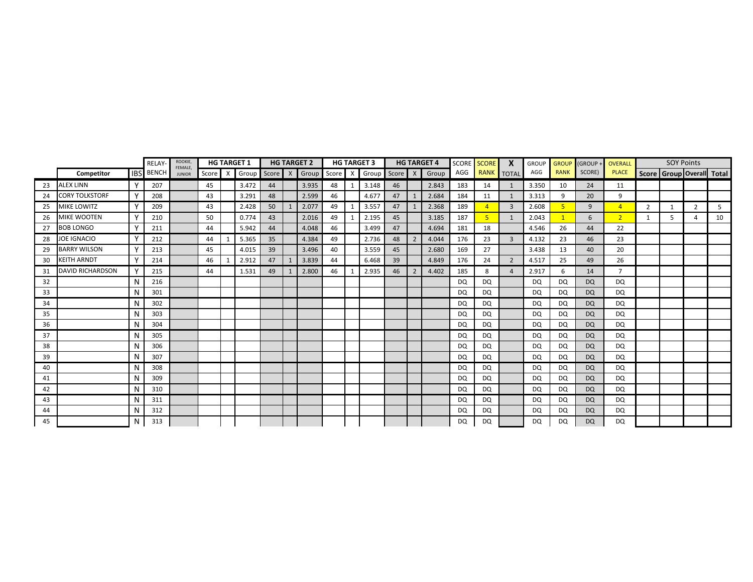| | Competitor | IBS | RELAY-BENCH | ROOKIE, FEMALE, JUNIOR | HG TARGET 1 | | | HG TARGET 2 | | | HG TARGET 3 | | | HG TARGET 4 | | | SCORE AGG | SCORE RANK | X TOTAL | GROUP AGG | GROUP RANK | (GROUP + SCORE) | OVERALL PLACE | SOY Points | | | |
|---|---|---|---|---|---|---|---|---|---|---|---|---|---|---|---|---|---|---|---|---|---|---|---|---|---|---|---|
| | | | | | Score | X | Group | Score | X | Group | Score | X | Group | Score | X | Group | | | | | | | | Score | Group | Overall | Total |
| 23 | ALEX LINN | Y | 207 | | 45 | | 3.472 | 44 | | 3.935 | 48 | 1 | 3.148 | 46 | | 2.843 | 183 | 14 | 1 | 3.350 | 10 | 24 | 11 | | | | |
| 24 | CORY TOLKSTORF | Y | 208 | | 43 | | 3.291 | 48 | | 2.599 | 46 | | 4.677 | 47 | 1 | 2.684 | 184 | 11 | 1 | 3.313 | 9 | 20 | 9 | | | | |
| 25 | MIKE LOWITZ | Y | 209 | | 43 | | 2.428 | 50 | 1 | 2.077 | 49 | 1 | 3.557 | 47 | 1 | 2.368 | 189 | 4 | 3 | 2.608 | 5 | 9 | 4 | 2 | 1 | 2 | 5 |
| 26 | MIKE WOOTEN | Y | 210 | | 50 | | 0.774 | 43 | | 2.016 | 49 | 1 | 2.195 | 45 | | 3.185 | 187 | 5 | 1 | 2.043 | 1 | 6 | 2 | 1 | 5 | 4 | 10 |
| 27 | BOB LONGO | Y | 211 | | 44 | | 5.942 | 44 | | 4.048 | 46 | | 3.499 | 47 | | 4.694 | 181 | 18 | | 4.546 | 26 | 44 | 22 | | | | |
| 28 | JOE IGNACIO | Y | 212 | | 44 | 1 | 5.365 | 35 | | 4.384 | 49 | | 2.736 | 48 | 2 | 4.044 | 176 | 23 | 3 | 4.132 | 23 | 46 | 23 | | | | |
| 29 | BARRY WILSON | Y | 213 | | 45 | | 4.015 | 39 | | 3.496 | 40 | | 3.559 | 45 | | 2.680 | 169 | 27 | | 3.438 | 13 | 40 | 20 | | | | |
| 30 | KEITH ARNDT | Y | 214 | | 46 | 1 | 2.912 | 47 | 1 | 3.839 | 44 | | 6.468 | 39 | | 4.849 | 176 | 24 | 2 | 4.517 | 25 | 49 | 26 | | | | |
| 31 | DAVID RICHARDSON | Y | 215 | | 44 | | 1.531 | 49 | 1 | 2.800 | 46 | 1 | 2.935 | 46 | 2 | 4.402 | 185 | 8 | 4 | 2.917 | 6 | 14 | 7 | | | | |
| 32 | | N | 216 | | | | | | | | | | | | | | DQ | DQ | | DQ | DQ | DQ | DQ | | | | |
| 33 | | N | 301 | | | | | | | | | | | | | | DQ | DQ | | DQ | DQ | DQ | DQ | | | | |
| 34 | | N | 302 | | | | | | | | | | | | | | DQ | DQ | | DQ | DQ | DQ | DQ | | | | |
| 35 | | N | 303 | | | | | | | | | | | | | | DQ | DQ | | DQ | DQ | DQ | DQ | | | | |
| 36 | | N | 304 | | | | | | | | | | | | | | DQ | DQ | | DQ | DQ | DQ | DQ | | | | |
| 37 | | N | 305 | | | | | | | | | | | | | | DQ | DQ | | DQ | DQ | DQ | DQ | | | | |
| 38 | | N | 306 | | | | | | | | | | | | | | DQ | DQ | | DQ | DQ | DQ | DQ | | | | |
| 39 | | N | 307 | | | | | | | | | | | | | | DQ | DQ | | DQ | DQ | DQ | DQ | | | | |
| 40 | | N | 308 | | | | | | | | | | | | | | DQ | DQ | | DQ | DQ | DQ | DQ | | | | |
| 41 | | N | 309 | | | | | | | | | | | | | | DQ | DQ | | DQ | DQ | DQ | DQ | | | | |
| 42 | | N | 310 | | | | | | | | | | | | | | DQ | DQ | | DQ | DQ | DQ | DQ | | | | |
| 43 | | N | 311 | | | | | | | | | | | | | | DQ | DQ | | DQ | DQ | DQ | DQ | | | | |
| 44 | | N | 312 | | | | | | | | | | | | | | DQ | DQ | | DQ | DQ | DQ | DQ | | | | |
| 45 | | N | 313 | | | | | | | | | | | | | | DQ | DQ | | DQ | DQ | DQ | DQ | | | | |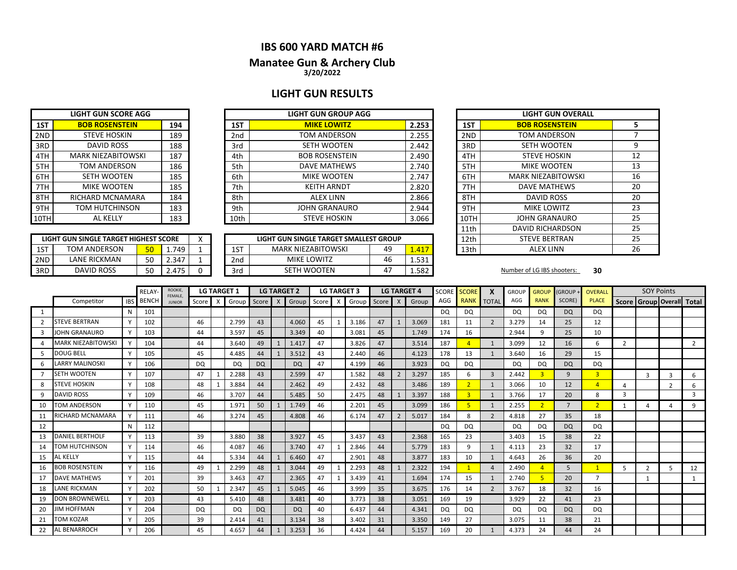## IBS 600 YARD MATCH #6

### Manatee Gun & Archery Club

3/20/2022

### LIGHT GUN RESULTS

| LIGHT GUN SCORE AGG | | |
|---|---|---|
| 1ST | BOB ROSENSTEIN | 194 |
| 2ND | STEVE HOSKIN | 189 |
| 3RD | DAVID ROSS | 188 |
| 4TH | MARK NIEZABITOWSKI | 187 |
| 5TH | TOM ANDERSON | 186 |
| 6TH | SETH WOOTEN | 185 |
| 7TH | MIKE WOOTEN | 185 |
| 8TH | RICHARD MCNAMARA | 184 |
| 9TH | TOM HUTCHINSON | 183 |
| 10TH | AL KELLY | 183 |

| LIGHT GUN GROUP AGG | | |
|---|---|---|
| 1ST | MIKE LOWITZ | 2.253 |
| 2nd | TOM ANDERSON | 2.255 |
| 3rd | SETH WOOTEN | 2.442 |
| 4th | BOB ROSENSTEIN | 2.490 |
| 5th | DAVE MATHEWS | 2.740 |
| 6th | MIKE WOOTEN | 2.747 |
| 7th | KEITH ARNDT | 2.820 |
| 8th | ALEX LINN | 2.866 |
| 9th | JOHN GRANAURO | 2.944 |
| 10th | STEVE HOSKIN | 3.066 |

| LIGHT GUN OVERALL | | |
|---|---|---|
| 1ST | BOB ROSENSTEIN | 5 |
| 2ND | TOM ANDERSON | 7 |
| 3RD | SETH WOOTEN | 9 |
| 4TH | STEVE HOSKIN | 12 |
| 5TH | MIKE WOOTEN | 13 |
| 6TH | MARK NIEZABITOWSKI | 16 |
| 7TH | DAVE MATHEWS | 20 |
| 8TH | DAVID ROSS | 20 |
| 9TH | MIKE LOWITZ | 23 |
| 10TH | JOHN GRANAURO | 25 |
| 11th | DAVID RICHARDSON | 25 |
| 12th | STEVE BERTRAN | 25 |
| 13th | ALEX LINN | 26 |

| LIGHT GUN SINGLE TARGET HIGHEST SCORE | | | | X |
|---|---|---|---|---|
| 1ST | TOM ANDERSON | 50 | 1.749 | 1 |
| 2ND | LANE RICKMAN | 50 | 2.347 | 1 |
| 3RD | DAVID ROSS | 50 | 2.475 | 0 |

| LIGHT GUN SINGLE TARGET SMALLEST GROUP | | | |
|---|---|---|---|
| 1ST | MARK NIEZABITOWSKI | 49 | 1.417 |
| 2nd | MIKE LOWITZ | 46 | 1.531 |
| 3rd | SETH WOOTEN | 47 | 1.582 |

Number of LG IBS shooters: 30

| | Competitor | IBS | RELAY-BENCH | ROOKIE, FEMALE, JUNIOR | LG TARGET 1 Score | X | Group | LG TARGET 2 Score | X | Group | LG TARGET 3 Score | X | Group | LG TARGET 4 Score | X | Group | SCORE AGG | SCORE RANK | X TOTAL | GROUP AGG | GROUP RANK | (GROUP + SCORE) | OVERALL PLACE | SOY Points Score | Group | Overall | Total |
|---|---|---|---|---|---|---|---|---|---|---|---|---|---|---|---|---|---|---|---|---|---|---|---|---|---|---|---|
| 1 | | N | 101 | | | | | | | | | | | | | | DQ | DQ | | DQ | DQ | DQ | DQ | | | | |
| 2 | STEVE BERTRAN | Y | 102 | | 46 | | 2.799 | 43 | | 4.060 | 45 | 1 | 3.186 | 47 | 1 | 3.069 | 181 | 11 | 2 | 3.279 | 14 | 25 | 12 | | | | |
| 3 | JOHN GRANAURO | Y | 103 | | 44 | | 3.597 | 45 | | 3.349 | 40 | | 3.081 | 45 | | 1.749 | 174 | 16 | | 2.944 | 9 | 25 | 10 | | | | |
| 4 | MARK NIEZABITOWSKI | Y | 104 | | 44 | | 3.640 | 49 | 1 | 1.417 | 47 | | 3.826 | 47 | | 3.514 | 187 | 4 | 1 | 3.099 | 12 | 16 | 6 | 2 | | | 2 |
| 5 | DOUG BELL | Y | 105 | | 45 | | 4.485 | 44 | 1 | 3.512 | 43 | | 2.440 | 46 | | 4.123 | 178 | 13 | 1 | 3.640 | 16 | 29 | 15 | | | | |
| 6 | LARRY MALINOSKI | Y | 106 | | DQ | | DQ | DQ | | DQ | 47 | | 4.199 | 46 | | 3.923 | DQ | DQ | | DQ | DQ | DQ | DQ | | | | |
| 7 | SETH WOOTEN | Y | 107 | | 47 | 1 | 2.288 | 43 | | 2.599 | 47 | | 1.582 | 48 | 2 | 3.297 | 185 | 6 | 3 | 2.442 | 3 | 9 | 3 | | 3 | 3 | 6 |
| 8 | STEVE HOSKIN | Y | 108 | | 48 | 1 | 3.884 | 44 | | 2.462 | 49 | | 2.432 | 48 | | 3.486 | 189 | 2 | 1 | 3.066 | 10 | 12 | 4 | 4 | | 2 | 6 |
| 9 | DAVID ROSS | Y | 109 | | 46 | | 3.707 | 44 | | 5.485 | 50 | | 2.475 | 48 | 1 | 3.397 | 188 | 3 | 1 | 3.766 | 17 | 20 | 8 | 3 | | | 3 |
| 10 | TOM ANDERSON | Y | 110 | | 45 | | 1.971 | 50 | 1 | 1.749 | 46 | | 2.201 | 45 | | 3.099 | 186 | 5 | 1 | 2.255 | 2 | 7 | 2 | 1 | 4 | 4 | 9 |
| 11 | RICHARD MCNAMARA | Y | 111 | | 46 | | 3.274 | 45 | | 4.808 | 46 | | 6.174 | 47 | 2 | 5.017 | 184 | 8 | 2 | 4.818 | 27 | 35 | 18 | | | | |
| 12 | | N | 112 | | | | | | | | | | | | | | DQ | DQ | | DQ | DQ | DQ | DQ | | | | |
| 13 | DANIEL BERTHOLF | Y | 113 | | 39 | | 3.880 | 38 | | 3.927 | 45 | | 3.437 | 43 | | 2.368 | 165 | 23 | | 3.403 | 15 | 38 | 22 | | | | |
| 14 | TOM HUTCHINSON | Y | 114 | | 46 | | 4.087 | 46 | | 3.740 | 47 | 1 | 2.846 | 44 | | 5.779 | 183 | 9 | 1 | 4.113 | 23 | 32 | 17 | | | | |
| 15 | AL KELLY | Y | 115 | | 44 | | 5.334 | 44 | 1 | 6.460 | 47 | | 2.901 | 48 | | 3.877 | 183 | 10 | 1 | 4.643 | 26 | 36 | 20 | | | | |
| 16 | BOB ROSENSTEIN | Y | 116 | | 49 | 1 | 2.299 | 48 | 1 | 3.044 | 49 | 1 | 2.293 | 48 | 1 | 2.322 | 194 | 1 | 4 | 2.490 | 4 | 5 | 1 | 5 | 2 | 5 | 12 |
| 17 | DAVE MATHEWS | Y | 201 | | 39 | | 3.463 | 47 | | 2.365 | 47 | 1 | 3.439 | 41 | | 1.694 | 174 | 15 | 1 | 2.740 | 5 | 20 | 7 | | 1 | | 1 |
| 18 | LANE RICKMAN | Y | 202 | | 50 | 1 | 2.347 | 45 | 1 | 5.045 | 46 | | 3.999 | 35 | | 3.675 | 176 | 14 | 2 | 3.767 | 18 | 32 | 16 | | | | |
| 19 | DON BROWNEWELL | Y | 203 | | 43 | | 5.410 | 48 | | 3.481 | 40 | | 3.773 | 38 | | 3.051 | 169 | 19 | | 3.929 | 22 | 41 | 23 | | | | |
| 20 | JIM HOFFMAN | Y | 204 | | DQ | | DQ | DQ | | DQ | 40 | | 6.437 | 44 | | 4.341 | DQ | DQ | | DQ | DQ | DQ | DQ | | | | |
| 21 | TOM KOZAR | Y | 205 | | 39 | | 2.414 | 41 | | 3.134 | 38 | | 3.402 | 31 | | 3.350 | 149 | 27 | | 3.075 | 11 | 38 | 21 | | | | |
| 22 | AL BENARROCH | Y | 206 | | 45 | | 4.657 | 44 | 1 | 3.253 | 36 | | 4.424 | 44 | | 5.157 | 169 | 20 | 1 | 4.373 | 24 | 44 | 24 | | | | |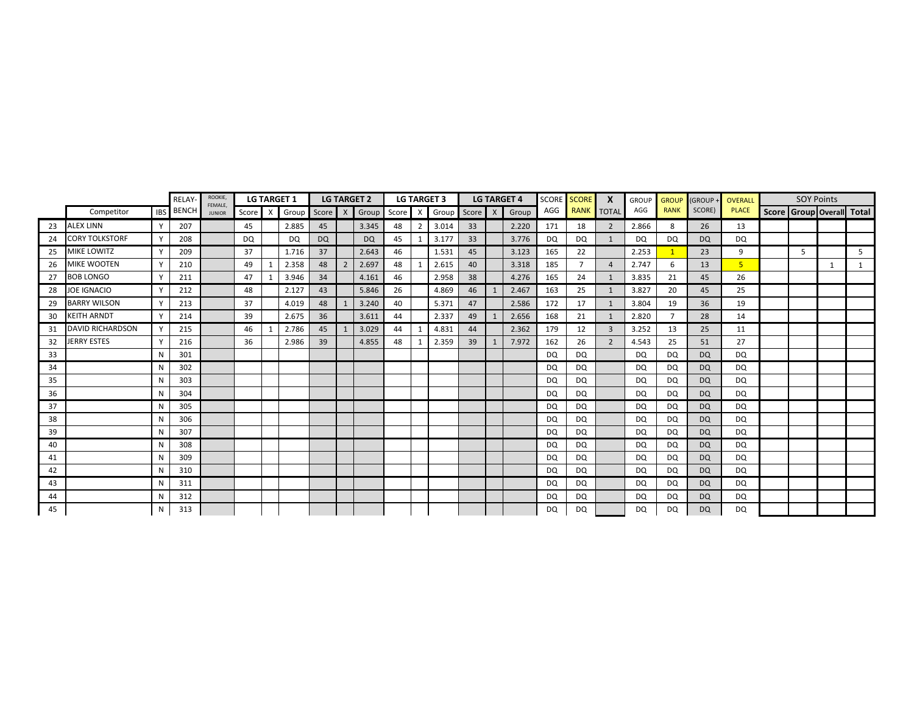| | Competitor | IBS | RELAY-BENCH | ROOKIE, FEMALE, JUNIOR | LG TARGET 1 | | | LG TARGET 2 | | | LG TARGET 3 | | | LG TARGET 4 | | | SCORE AGG | SCORE RANK | X TOTAL | GROUP AGG | GROUP RANK | (GROUP + SCORE) | OVERALL PLACE | SOY Points | | | |
|---|---|---|---|---|---|---|---|---|---|---|---|---|---|---|---|---|---|---|---|---|---|---|---|---|---|---|---|
| | | | | | Score | X | Group | Score | X | Group | Score | X | Group | Score | X | Group | | | | | | | | Score | Group | Overall | Total |
| 23 | ALEX LINN | Y | 207 | | 45 | | 2.885 | 45 | | 3.345 | 48 | 2 | 3.014 | 33 | | 2.220 | 171 | 18 | 2 | 2.866 | 8 | 26 | 13 | | | | |
| 24 | CORY TOLKSTORF | Y | 208 | | DQ | | DQ | DQ | | DQ | 45 | 1 | 3.177 | 33 | | 3.776 | DQ | DQ | 1 | DQ | DQ | DQ | DQ | | | | |
| 25 | MIKE LOWITZ | Y | 209 | | 37 | | 1.716 | 37 | | 2.643 | 46 | | 1.531 | 45 | | 3.123 | 165 | 22 | | 2.253 | 1 | 23 | 9 | | 5 | | 5 |
| 26 | MIKE WOOTEN | Y | 210 | | 49 | 1 | 2.358 | 48 | 2 | 2.697 | 48 | 1 | 2.615 | 40 | | 3.318 | 185 | 7 | 4 | 2.747 | 6 | 13 | 5 | | | 1 | 1 |
| 27 | BOB LONGO | Y | 211 | | 47 | 1 | 3.946 | 34 | | 4.161 | 46 | | 2.958 | 38 | | 4.276 | 165 | 24 | 1 | 3.835 | 21 | 45 | 26 | | | | |
| 28 | JOE IGNACIO | Y | 212 | | 48 | | 2.127 | 43 | | 5.846 | 26 | | 4.869 | 46 | 1 | 2.467 | 163 | 25 | 1 | 3.827 | 20 | 45 | 25 | | | | |
| 29 | BARRY WILSON | Y | 213 | | 37 | | 4.019 | 48 | 1 | 3.240 | 40 | | 5.371 | 47 | | 2.586 | 172 | 17 | 1 | 3.804 | 19 | 36 | 19 | | | | |
| 30 | KEITH ARNDT | Y | 214 | | 39 | | 2.675 | 36 | | 3.611 | 44 | | 2.337 | 49 | 1 | 2.656 | 168 | 21 | 1 | 2.820 | 7 | 28 | 14 | | | | |
| 31 | DAVID RICHARDSON | Y | 215 | | 46 | 1 | 2.786 | 45 | 1 | 3.029 | 44 | 1 | 4.831 | 44 | | 2.362 | 179 | 12 | 3 | 3.252 | 13 | 25 | 11 | | | | |
| 32 | JERRY ESTES | Y | 216 | | 36 | | 2.986 | 39 | | 4.855 | 48 | 1 | 2.359 | 39 | 1 | 7.972 | 162 | 26 | 2 | 4.543 | 25 | 51 | 27 | | | | |
| 33 | | N | 301 | | | | | | | | | | | | | | DQ | DQ | | DQ | DQ | DQ | DQ | | | | |
| 34 | | N | 302 | | | | | | | | | | | | | | DQ | DQ | | DQ | DQ | DQ | DQ | | | | |
| 35 | | N | 303 | | | | | | | | | | | | | | DQ | DQ | | DQ | DQ | DQ | DQ | | | | |
| 36 | | N | 304 | | | | | | | | | | | | | | DQ | DQ | | DQ | DQ | DQ | DQ | | | | |
| 37 | | N | 305 | | | | | | | | | | | | | | DQ | DQ | | DQ | DQ | DQ | DQ | | | | |
| 38 | | N | 306 | | | | | | | | | | | | | | DQ | DQ | | DQ | DQ | DQ | DQ | | | | |
| 39 | | N | 307 | | | | | | | | | | | | | | DQ | DQ | | DQ | DQ | DQ | DQ | | | | |
| 40 | | N | 308 | | | | | | | | | | | | | | DQ | DQ | | DQ | DQ | DQ | DQ | | | | |
| 41 | | N | 309 | | | | | | | | | | | | | | DQ | DQ | | DQ | DQ | DQ | DQ | | | | |
| 42 | | N | 310 | | | | | | | | | | | | | | DQ | DQ | | DQ | DQ | DQ | DQ | | | | |
| 43 | | N | 311 | | | | | | | | | | | | | | DQ | DQ | | DQ | DQ | DQ | DQ | | | | |
| 44 | | N | 312 | | | | | | | | | | | | | | DQ | DQ | | DQ | DQ | DQ | DQ | | | | |
| 45 | | N | 313 | | | | | | | | | | | | | | DQ | DQ | | DQ | DQ | DQ | DQ | | | | |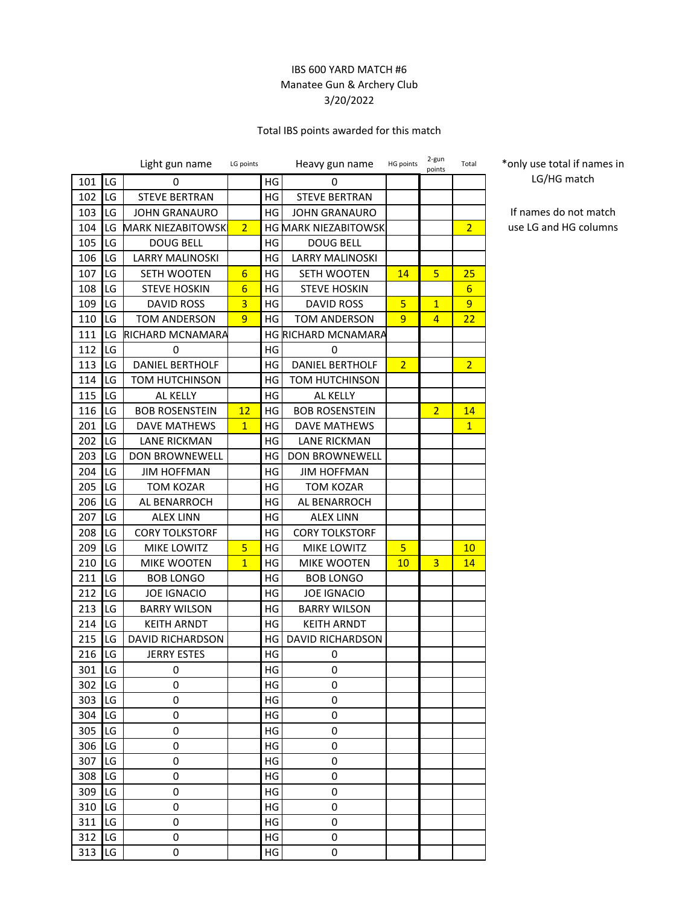IBS 600 YARD MATCH #6
Manatee Gun & Archery Club
3/20/2022

Total IBS points awarded for this match

| | | Light gun name | LG points | | Heavy gun name | HG points | 2-gun points | Total |
|---|---|---|---|---|---|---|---|---|
| 101 | LG | 0 | | HG | 0 | | | |
| 102 | LG | STEVE BERTRAN | | HG | STEVE BERTRAN | | | |
| 103 | LG | JOHN GRANAURO | | HG | JOHN GRANAURO | | | |
| 104 | LG | MARK NIEZABITOWSK | 2 | HG | MARK NIEZABITOWSK | | | 2 |
| 105 | LG | DOUG BELL | | HG | DOUG BELL | | | |
| 106 | LG | LARRY MALINOSKI | | HG | LARRY MALINOSKI | | | |
| 107 | LG | SETH WOOTEN | 6 | HG | SETH WOOTEN | 14 | 5 | 25 |
| 108 | LG | STEVE HOSKIN | 6 | HG | STEVE HOSKIN | | | 6 |
| 109 | LG | DAVID ROSS | 3 | HG | DAVID ROSS | 5 | 1 | 9 |
| 110 | LG | TOM ANDERSON | 9 | HG | TOM ANDERSON | 9 | 4 | 22 |
| 111 | LG | RICHARD MCNAMARA | | HG | RICHARD MCNAMARA | | | |
| 112 | LG | 0 | | HG | 0 | | | |
| 113 | LG | DANIEL BERTHOLF | | HG | DANIEL BERTHOLF | 2 | | 2 |
| 114 | LG | TOM HUTCHINSON | | HG | TOM HUTCHINSON | | | |
| 115 | LG | AL KELLY | | HG | AL KELLY | | | |
| 116 | LG | BOB ROSENSTEIN | 12 | HG | BOB ROSENSTEIN | | 2 | 14 |
| 201 | LG | DAVE MATHEWS | 1 | HG | DAVE MATHEWS | | | 1 |
| 202 | LG | LANE RICKMAN | | HG | LANE RICKMAN | | | |
| 203 | LG | DON BROWNEWELL | | HG | DON BROWNEWELL | | | |
| 204 | LG | JIM HOFFMAN | | HG | JIM HOFFMAN | | | |
| 205 | LG | TOM KOZAR | | HG | TOM KOZAR | | | |
| 206 | LG | AL BENARROCH | | HG | AL BENARROCH | | | |
| 207 | LG | ALEX LINN | | HG | ALEX LINN | | | |
| 208 | LG | CORY TOLKSTORF | | HG | CORY TOLKSTORF | | | |
| 209 | LG | MIKE LOWITZ | 5 | HG | MIKE LOWITZ | 5 | | 10 |
| 210 | LG | MIKE WOOTEN | 1 | HG | MIKE WOOTEN | 10 | 3 | 14 |
| 211 | LG | BOB LONGO | | HG | BOB LONGO | | | |
| 212 | LG | JOE IGNACIO | | HG | JOE IGNACIO | | | |
| 213 | LG | BARRY WILSON | | HG | BARRY WILSON | | | |
| 214 | LG | KEITH ARNDT | | HG | KEITH ARNDT | | | |
| 215 | LG | DAVID RICHARDSON | | HG | DAVID RICHARDSON | | | |
| 216 | LG | JERRY ESTES | | HG | 0 | | | |
| 301 | LG | 0 | | HG | 0 | | | |
| 302 | LG | 0 | | HG | 0 | | | |
| 303 | LG | 0 | | HG | 0 | | | |
| 304 | LG | 0 | | HG | 0 | | | |
| 305 | LG | 0 | | HG | 0 | | | |
| 306 | LG | 0 | | HG | 0 | | | |
| 307 | LG | 0 | | HG | 0 | | | |
| 308 | LG | 0 | | HG | 0 | | | |
| 309 | LG | 0 | | HG | 0 | | | |
| 310 | LG | 0 | | HG | 0 | | | |
| 311 | LG | 0 | | HG | 0 | | | |
| 312 | LG | 0 | | HG | 0 | | | |
| 313 | LG | 0 | | HG | 0 | | | |

*only use total if names in LG/HG match

If names do not match use LG and HG columns